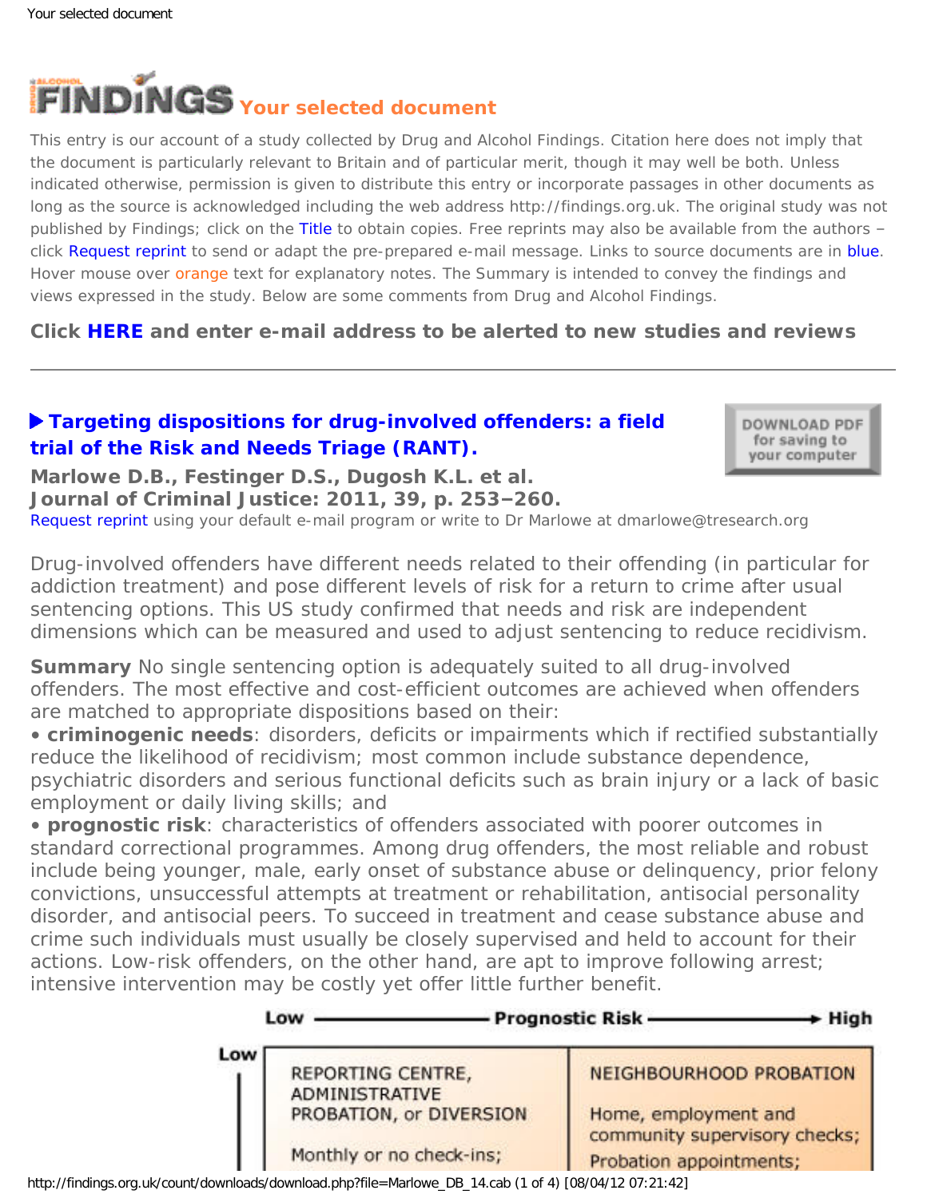# Your selected document

This entry is our account of a study collected by Drug and Alcohol Findings. Citation here does not imply that the document is particularly relevant to Britain and of particular merit, though it may well be both. Unless indicated otherwise, permission is given to distribute this entry or incorporate passages in other documents as long as the source is acknowledged including the web address http://findings.org.uk. The original study was not published by Findings; click on the Title to obtain copies. Free reprints may also be available from the authors – click Request reprint to send or adapt the pre-prepared e-mail message. Links to source documents are in blue. Hover mouse over orange text for explanatory notes. The Summary is intended to convey the findings and views expressed in the study. Below are some comments from Drug and Alcohol Findings.

**Click HERE and enter e-mail address to be alerted to new studies and reviews**

---

## ▶ Targeting dispositions for drug-involved offenders: a field trial of the Risk and Needs Triage (RANT).

DOWNLOAD PDF for saving to your computer

**Marlowe D.B., Festinger D.S., Dugosh K.L. et al.**
**Journal of Criminal Justice: 2011, 39, p. 253–260.**
Request reprint using your default e-mail program or write to Dr Marlowe at dmarlowe@tresearch.org

Drug-involved offenders have different needs related to their offending (in particular for addiction treatment) and pose different levels of risk for a return to crime after usual sentencing options. This US study confirmed that needs and risk are independent dimensions which can be measured and used to adjust sentencing to reduce recidivism.

**Summary** No single sentencing option is adequately suited to all drug-involved offenders. The most effective and cost-efficient outcomes are achieved when offenders are matched to appropriate dispositions based on their:

- **criminogenic needs**: disorders, deficits or impairments which if rectified substantially reduce the likelihood of recidivism; most common include substance dependence, psychiatric disorders and serious functional deficits such as brain injury or a lack of basic employment or daily living skills; and
- **prognostic risk**: characteristics of offenders associated with poorer outcomes in standard correctional programmes. Among drug offenders, the most reliable and robust include being younger, male, early onset of substance abuse or delinquency, prior felony convictions, unsuccessful attempts at treatment or rehabilitation, antisocial personality disorder, and antisocial peers. To succeed in treatment and cease substance abuse and crime such individuals must usually be closely supervised and held to account for their actions. Low-risk offenders, on the other hand, are apt to improve following arrest; intensive intervention may be costly yet offer little further benefit.

| | Low ——— Prognostic Risk ——→ High | |
|---|---|---|
| **Low** | REPORTING CENTRE, ADMINISTRATIVE PROBATION, or DIVERSION<br><br>Monthly or no check-ins; | NEIGHBOURHOOD PROBATION<br><br>Home, employment and community supervisory checks;<br>Probation appointments; |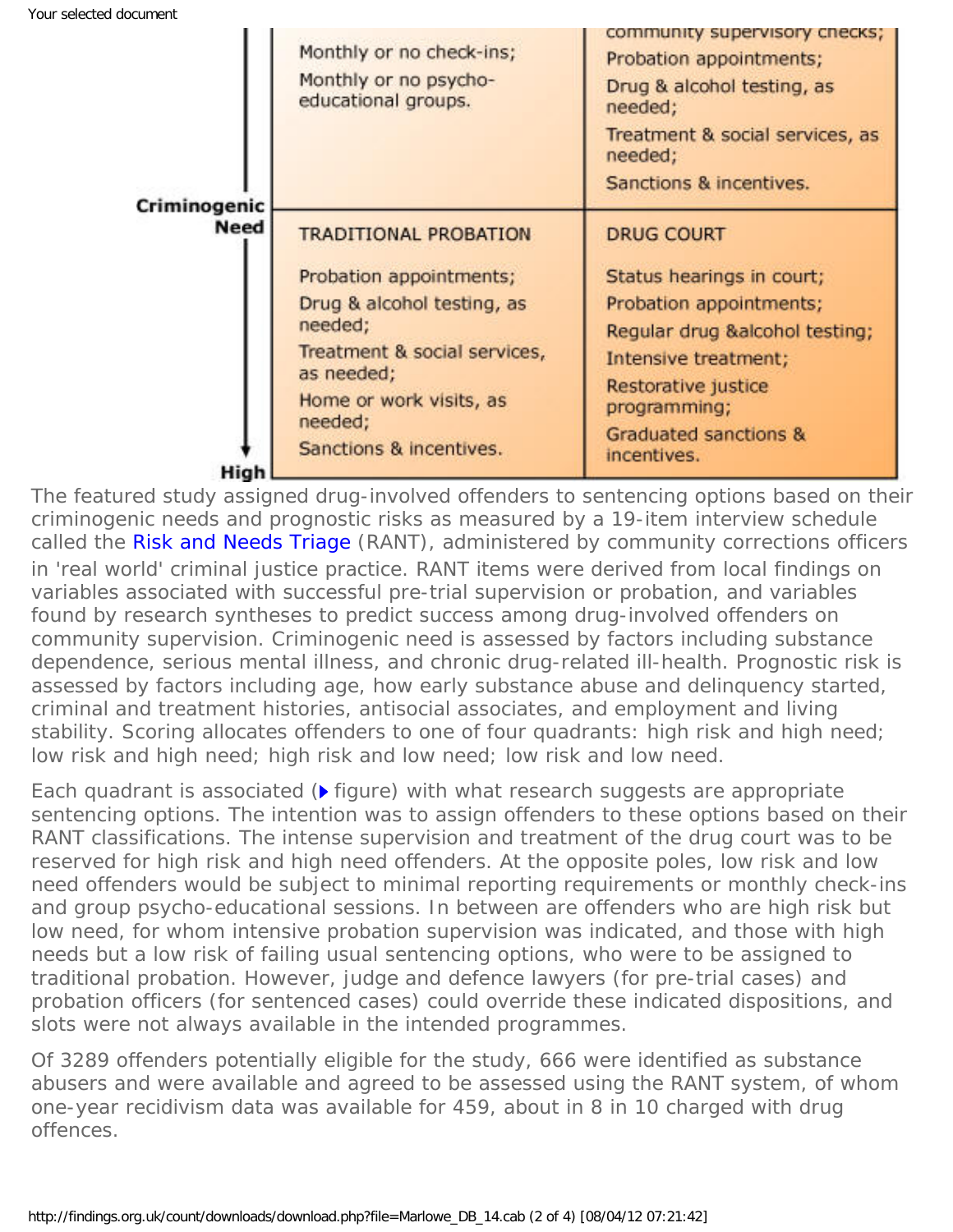| Criminogenic Need | | |
|---|---|---|
| | Monthly or no check-ins;<br>Monthly or no psycho-educational groups. | community supervisory checks;<br>Probation appointments;<br>Drug & alcohol testing, as needed;<br>Treatment & social services, as needed;<br>Sanctions & incentives. |
| High | TRADITIONAL PROBATION<br><br>Probation appointments;<br>Drug & alcohol testing, as needed;<br>Treatment & social services, as needed;<br>Home or work visits, as needed;<br>Sanctions & incentives. | DRUG COURT<br><br>Status hearings in court;<br>Probation appointments;<br>Regular drug &alcohol testing;<br>Intensive treatment;<br>Restorative justice programming;<br>Graduated sanctions & incentives. |

The featured study assigned drug-involved offenders to sentencing options based on their criminogenic needs and prognostic risks as measured by a 19-item interview schedule called the Risk and Needs Triage (RANT), administered by community corrections officers in 'real world' criminal justice practice. RANT items were derived from local findings on variables associated with successful pre-trial supervision or probation, and variables found by research syntheses to predict success among drug-involved offenders on community supervision. Criminogenic need is assessed by factors including substance dependence, serious mental illness, and chronic drug-related ill-health. Prognostic risk is assessed by factors including age, how early substance abuse and delinquency started, criminal and treatment histories, antisocial associates, and employment and living stability. Scoring allocates offenders to one of four quadrants: high risk and high need; low risk and high need; high risk and low need; low risk and low need.

Each quadrant is associated (figure) with what research suggests are appropriate sentencing options. The intention was to assign offenders to these options based on their RANT classifications. The intense supervision and treatment of the drug court was to be reserved for high risk and high need offenders. At the opposite poles, low risk and low need offenders would be subject to minimal reporting requirements or monthly check-ins and group psycho-educational sessions. In between are offenders who are high risk but low need, for whom intensive probation supervision was indicated, and those with high needs but a low risk of failing usual sentencing options, who were to be assigned to traditional probation. However, judge and defence lawyers (for pre-trial cases) and probation officers (for sentenced cases) could override these indicated dispositions, and slots were not always available in the intended programmes.

Of 3289 offenders potentially eligible for the study, 666 were identified as substance abusers and were available and agreed to be assessed using the RANT system, of whom one-year recidivism data was available for 459, about in 8 in 10 charged with drug offences.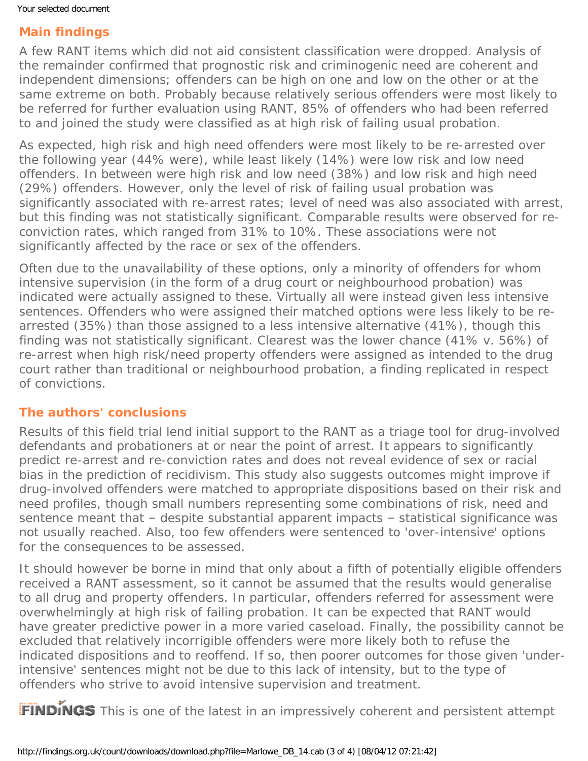## Main findings

A few RANT items which did not aid consistent classification were dropped. Analysis of the remainder confirmed that prognostic risk and criminogenic need are coherent and independent dimensions; offenders can be high on one and low on the other or at the same extreme on both. Probably because relatively serious offenders were most likely to be referred for further evaluation using RANT, 85% of offenders who had been referred to and joined the study were classified as at high risk of failing usual probation.

As expected, high risk and high need offenders were most likely to be re-arrested over the following year (44% were), while least likely (14%) were low risk and low need offenders. In between were high risk and low need (38%) and low risk and high need (29%) offenders. However, only the level of risk of failing usual probation was significantly associated with re-arrest rates; level of need was also associated with arrest, but this finding was not statistically significant. Comparable results were observed for re-conviction rates, which ranged from 31% to 10%. These associations were not significantly affected by the race or sex of the offenders.

Often due to the unavailability of these options, only a minority of offenders for whom intensive supervision (in the form of a drug court or neighbourhood probation) was indicated were actually assigned to these. Virtually all were instead given less intensive sentences. Offenders who were assigned their matched options were less likely to be re-arrested (35%) than those assigned to a less intensive alternative (41%), though this finding was not statistically significant. Clearest was the lower chance (41% v. 56%) of re-arrest when high risk/need property offenders were assigned as intended to the drug court rather than traditional or neighbourhood probation, a finding replicated in respect of convictions.

## The authors' conclusions

Results of this field trial lend initial support to the RANT as a triage tool for drug-involved defendants and probationers at or near the point of arrest. It appears to significantly predict re-arrest and re-conviction rates and does not reveal evidence of sex or racial bias in the prediction of recidivism. This study also suggests outcomes might improve if drug-involved offenders were matched to appropriate dispositions based on their risk and need profiles, though small numbers representing some combinations of risk, need and sentence meant that – despite substantial apparent impacts – statistical significance was not usually reached. Also, too few offenders were sentenced to 'over-intensive' options for the consequences to be assessed.

It should however be borne in mind that only about a fifth of potentially eligible offenders received a RANT assessment, so it cannot be assumed that the results would generalise to all drug and property offenders. In particular, offenders referred for assessment were overwhelmingly at high risk of failing probation. It can be expected that RANT would have greater predictive power in a more varied caseload. Finally, the possibility cannot be excluded that relatively incorrigible offenders were more likely both to refuse the indicated dispositions and to reoffend. If so, then poorer outcomes for those given 'under-intensive' sentences might not be due to this lack of intensity, but to the type of offenders who strive to avoid intensive supervision and treatment.

**FINDINGS** This is one of the latest in an impressively coherent and persistent attempt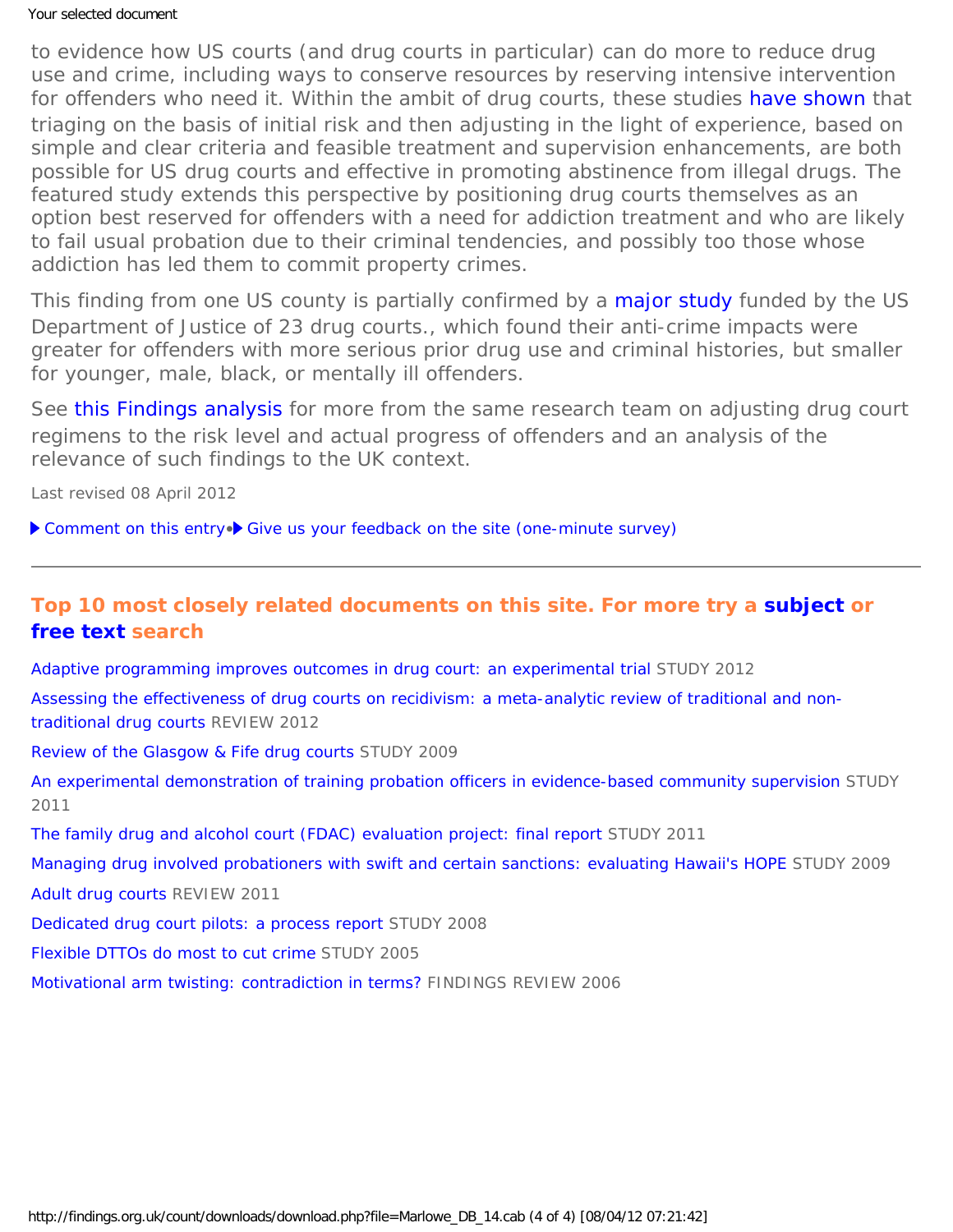to evidence how US courts (and drug courts in particular) can do more to reduce drug use and crime, including ways to conserve resources by reserving intensive intervention for offenders who need it. Within the ambit of drug courts, these studies have shown that triaging on the basis of initial risk and then adjusting in the light of experience, based on simple and clear criteria and feasible treatment and supervision enhancements, are both possible for US drug courts and effective in promoting abstinence from illegal drugs. The featured study extends this perspective by positioning drug courts themselves as an option best reserved for offenders with a need for addiction treatment and who are likely to fail usual probation due to their criminal tendencies, and possibly too those whose addiction has led them to commit property crimes.

This finding from one US county is partially confirmed by a major study funded by the US Department of Justice of 23 drug courts., which found their anti-crime impacts were greater for offenders with more serious prior drug use and criminal histories, but smaller for younger, male, black, or mentally ill offenders.

See this Findings analysis for more from the same research team on adjusting drug court regimens to the risk level and actual progress of offenders and an analysis of the relevance of such findings to the UK context.

Last revised 08 April 2012

▶ Comment on this entry • ▶ Give us your feedback on the site (one-minute survey)

---

### Top 10 most closely related documents on this site. For more try a subject or free text search

Adaptive programming improves outcomes in drug court: an experimental trial STUDY 2012

Assessing the effectiveness of drug courts on recidivism: a meta-analytic review of traditional and non-traditional drug courts REVIEW 2012

Review of the Glasgow & Fife drug courts STUDY 2009

An experimental demonstration of training probation officers in evidence-based community supervision STUDY 2011

The family drug and alcohol court (FDAC) evaluation project: final report STUDY 2011

Managing drug involved probationers with swift and certain sanctions: evaluating Hawaii's HOPE STUDY 2009

Adult drug courts REVIEW 2011

Dedicated drug court pilots: a process report STUDY 2008

Flexible DTTOs do most to cut crime STUDY 2005

Motivational arm twisting: contradiction in terms? FINDINGS REVIEW 2006